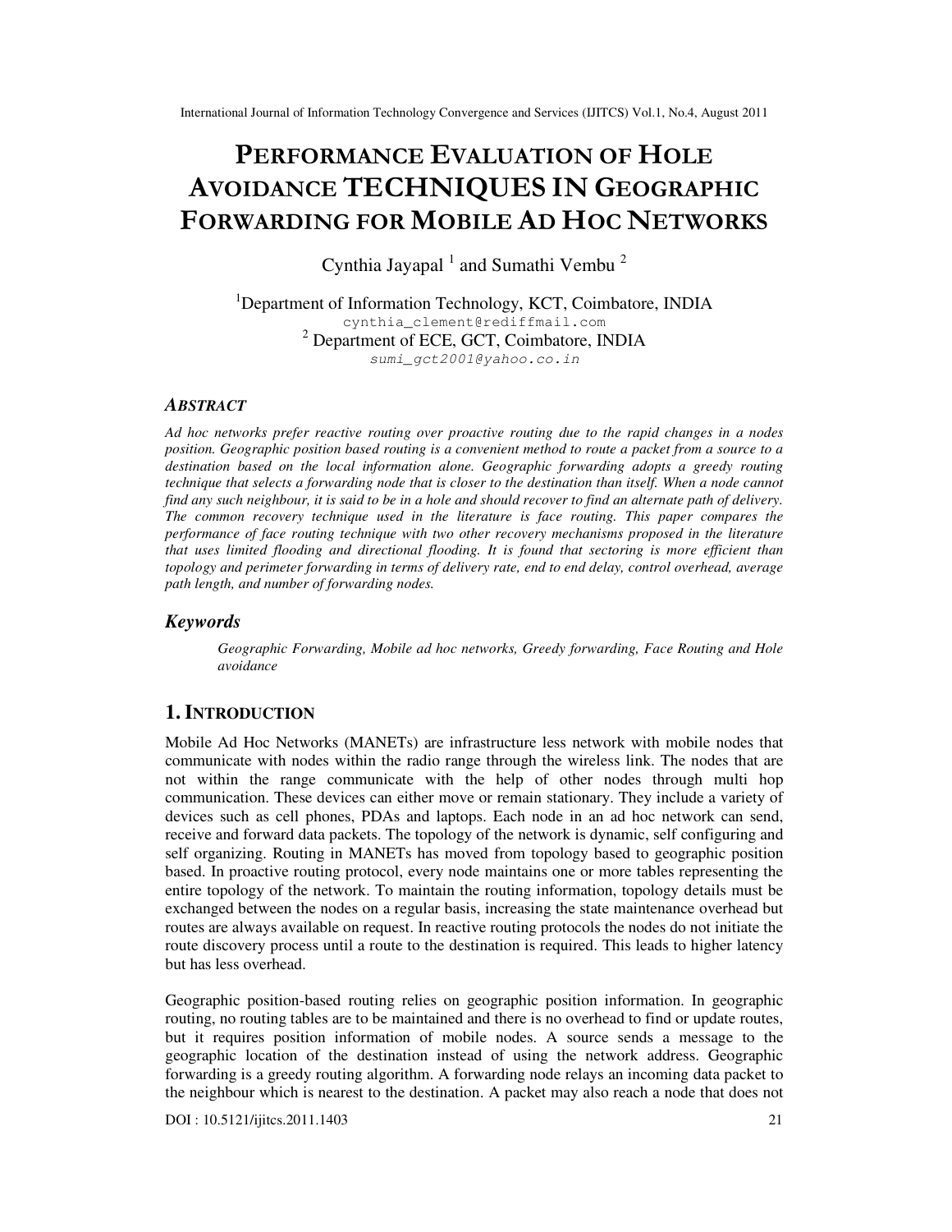# PERFORMANCE EVALUATION OF HOLE AVOIDANCE TECHNIQUES IN GEOGRAPHIC FORWARDING FOR MOBILE AD HOC NETWORKS

Cynthia Jayapal [1] and Sumathi Vembu [2]

[1]Department of Information Technology, KCT, Coimbatore, INDIA
cynthia_clement@rediffmail.com
[2] Department of ECE, GCT, Coimbatore, INDIA
sumi_gct2001@yahoo.co.in

### ABSTRACT

*Ad hoc networks prefer reactive routing over proactive routing due to the rapid changes in a nodes position. Geographic position based routing is a convenient method to route a packet from a source to a destination based on the local information alone. Geographic forwarding adopts a greedy routing technique that selects a forwarding node that is closer to the destination than itself. When a node cannot find any such neighbour, it is said to be in a hole and should recover to find an alternate path of delivery. The common recovery technique used in the literature is face routing. This paper compares the performance of face routing technique with two other recovery mechanisms proposed in the literature that uses limited flooding and directional flooding. It is found that sectoring is more efficient than topology and perimeter forwarding in terms of delivery rate, end to end delay, control overhead, average path length, and number of forwarding nodes.*

### Keywords

*Geographic Forwarding, Mobile ad hoc networks, Greedy forwarding, Face Routing and Hole avoidance*

## 1. INTRODUCTION

Mobile Ad Hoc Networks (MANETs) are infrastructure less network with mobile nodes that communicate with nodes within the radio range through the wireless link. The nodes that are not within the range communicate with the help of other nodes through multi hop communication. These devices can either move or remain stationary. They include a variety of devices such as cell phones, PDAs and laptops. Each node in an ad hoc network can send, receive and forward data packets. The topology of the network is dynamic, self configuring and self organizing. Routing in MANETs has moved from topology based to geographic position based. In proactive routing protocol, every node maintains one or more tables representing the entire topology of the network. To maintain the routing information, topology details must be exchanged between the nodes on a regular basis, increasing the state maintenance overhead but routes are always available on request. In reactive routing protocols the nodes do not initiate the route discovery process until a route to the destination is required. This leads to higher latency but has less overhead.

Geographic position-based routing relies on geographic position information. In geographic routing, no routing tables are to be maintained and there is no overhead to find or update routes, but it requires position information of mobile nodes. A source sends a message to the geographic location of the destination instead of using the network address. Geographic forwarding is a greedy routing algorithm. A forwarding node relays an incoming data packet to the neighbour which is nearest to the destination. A packet may also reach a node that does not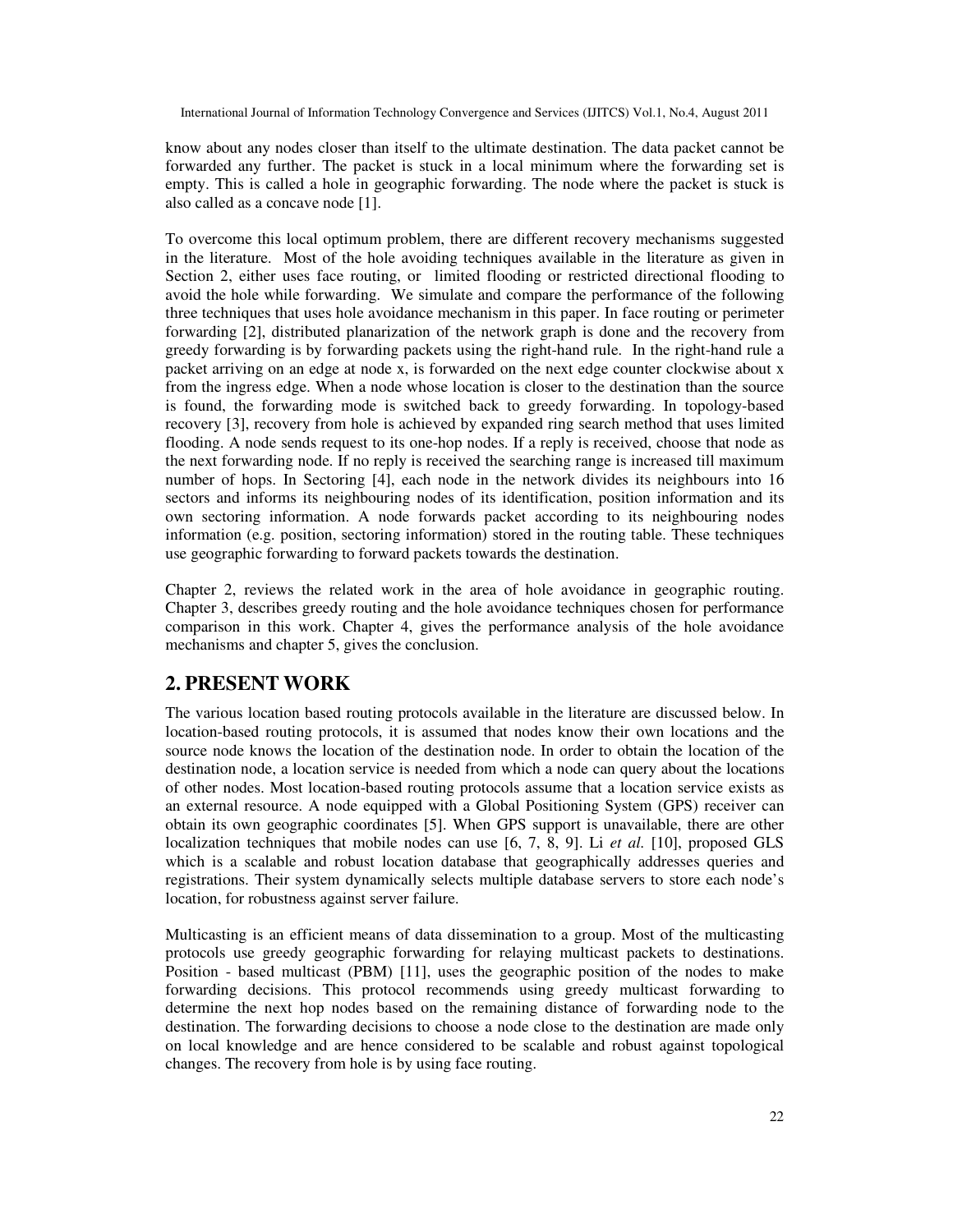know about any nodes closer than itself to the ultimate destination. The data packet cannot be forwarded any further. The packet is stuck in a local minimum where the forwarding set is empty. This is called a hole in geographic forwarding. The node where the packet is stuck is also called as a concave node [1].

To overcome this local optimum problem, there are different recovery mechanisms suggested in the literature. Most of the hole avoiding techniques available in the literature as given in Section 2, either uses face routing, or limited flooding or restricted directional flooding to avoid the hole while forwarding. We simulate and compare the performance of the following three techniques that uses hole avoidance mechanism in this paper. In face routing or perimeter forwarding [2], distributed planarization of the network graph is done and the recovery from greedy forwarding is by forwarding packets using the right-hand rule. In the right-hand rule a packet arriving on an edge at node x, is forwarded on the next edge counter clockwise about x from the ingress edge. When a node whose location is closer to the destination than the source is found, the forwarding mode is switched back to greedy forwarding. In topology-based recovery [3], recovery from hole is achieved by expanded ring search method that uses limited flooding. A node sends request to its one-hop nodes. If a reply is received, choose that node as the next forwarding node. If no reply is received the searching range is increased till maximum number of hops. In Sectoring [4], each node in the network divides its neighbours into 16 sectors and informs its neighbouring nodes of its identification, position information and its own sectoring information. A node forwards packet according to its neighbouring nodes information (e.g. position, sectoring information) stored in the routing table. These techniques use geographic forwarding to forward packets towards the destination.

Chapter 2, reviews the related work in the area of hole avoidance in geographic routing. Chapter 3, describes greedy routing and the hole avoidance techniques chosen for performance comparison in this work. Chapter 4, gives the performance analysis of the hole avoidance mechanisms and chapter 5, gives the conclusion.

## 2. PRESENT WORK

The various location based routing protocols available in the literature are discussed below. In location-based routing protocols, it is assumed that nodes know their own locations and the source node knows the location of the destination node. In order to obtain the location of the destination node, a location service is needed from which a node can query about the locations of other nodes. Most location-based routing protocols assume that a location service exists as an external resource. A node equipped with a Global Positioning System (GPS) receiver can obtain its own geographic coordinates [5]. When GPS support is unavailable, there are other localization techniques that mobile nodes can use [6, 7, 8, 9]. Li *et al.* [10], proposed GLS which is a scalable and robust location database that geographically addresses queries and registrations. Their system dynamically selects multiple database servers to store each node's location, for robustness against server failure.

Multicasting is an efficient means of data dissemination to a group. Most of the multicasting protocols use greedy geographic forwarding for relaying multicast packets to destinations. Position - based multicast (PBM) [11], uses the geographic position of the nodes to make forwarding decisions. This protocol recommends using greedy multicast forwarding to determine the next hop nodes based on the remaining distance of forwarding node to the destination. The forwarding decisions to choose a node close to the destination are made only on local knowledge and are hence considered to be scalable and robust against topological changes. The recovery from hole is by using face routing.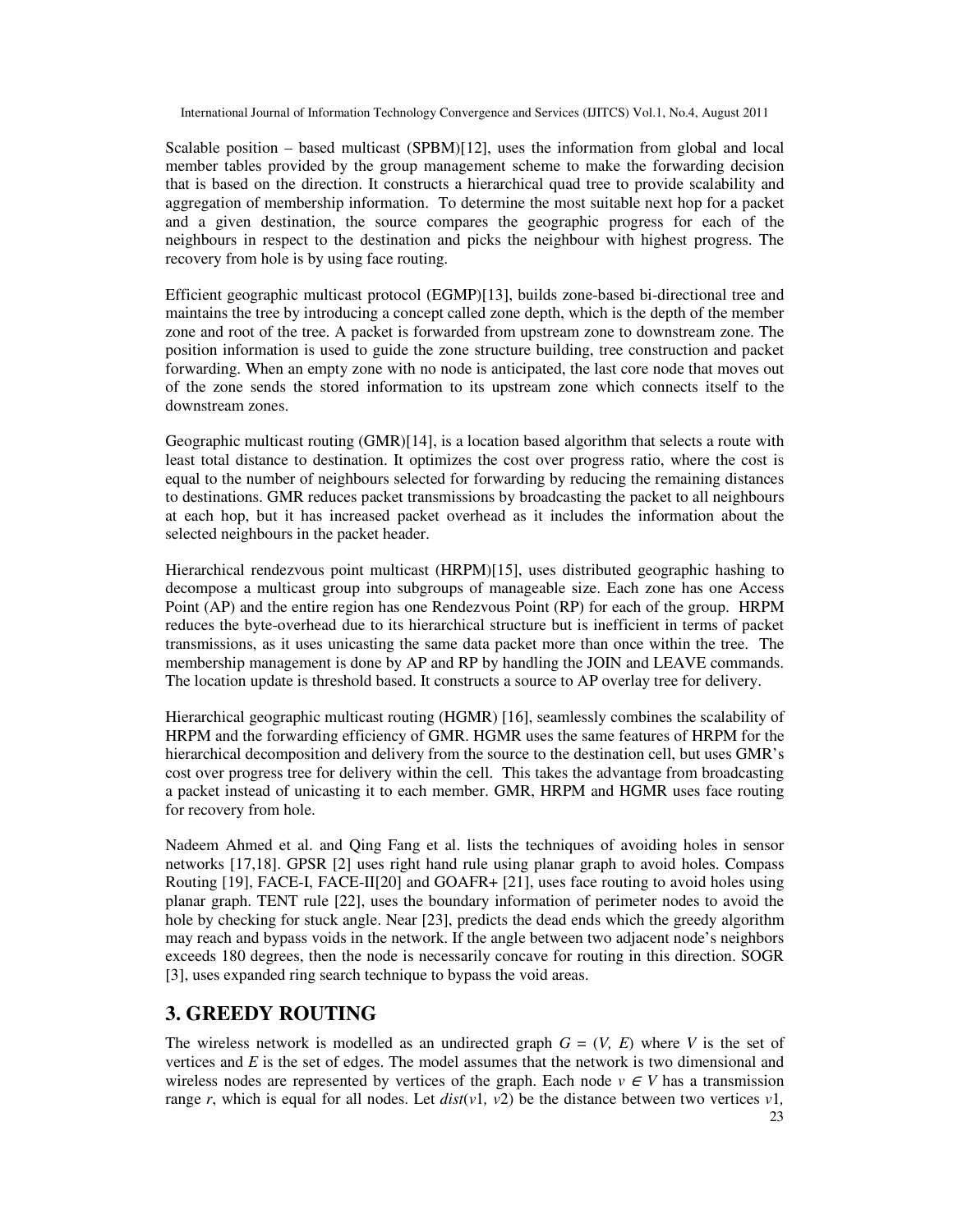Scalable position – based multicast (SPBM)[12], uses the information from global and local member tables provided by the group management scheme to make the forwarding decision that is based on the direction. It constructs a hierarchical quad tree to provide scalability and aggregation of membership information. To determine the most suitable next hop for a packet and a given destination, the source compares the geographic progress for each of the neighbours in respect to the destination and picks the neighbour with highest progress. The recovery from hole is by using face routing.

Efficient geographic multicast protocol (EGMP)[13], builds zone-based bi-directional tree and maintains the tree by introducing a concept called zone depth, which is the depth of the member zone and root of the tree. A packet is forwarded from upstream zone to downstream zone. The position information is used to guide the zone structure building, tree construction and packet forwarding. When an empty zone with no node is anticipated, the last core node that moves out of the zone sends the stored information to its upstream zone which connects itself to the downstream zones.

Geographic multicast routing (GMR)[14], is a location based algorithm that selects a route with least total distance to destination. It optimizes the cost over progress ratio, where the cost is equal to the number of neighbours selected for forwarding by reducing the remaining distances to destinations. GMR reduces packet transmissions by broadcasting the packet to all neighbours at each hop, but it has increased packet overhead as it includes the information about the selected neighbours in the packet header.

Hierarchical rendezvous point multicast (HRPM)[15], uses distributed geographic hashing to decompose a multicast group into subgroups of manageable size. Each zone has one Access Point (AP) and the entire region has one Rendezvous Point (RP) for each of the group. HRPM reduces the byte-overhead due to its hierarchical structure but is inefficient in terms of packet transmissions, as it uses unicasting the same data packet more than once within the tree. The membership management is done by AP and RP by handling the JOIN and LEAVE commands. The location update is threshold based. It constructs a source to AP overlay tree for delivery.

Hierarchical geographic multicast routing (HGMR) [16], seamlessly combines the scalability of HRPM and the forwarding efficiency of GMR. HGMR uses the same features of HRPM for the hierarchical decomposition and delivery from the source to the destination cell, but uses GMR's cost over progress tree for delivery within the cell. This takes the advantage from broadcasting a packet instead of unicasting it to each member. GMR, HRPM and HGMR uses face routing for recovery from hole.

Nadeem Ahmed et al. and Qing Fang et al. lists the techniques of avoiding holes in sensor networks [17,18]. GPSR [2] uses right hand rule using planar graph to avoid holes. Compass Routing [19], FACE-I, FACE-II[20] and GOAFR+ [21], uses face routing to avoid holes using planar graph. TENT rule [22], uses the boundary information of perimeter nodes to avoid the hole by checking for stuck angle. Near [23], predicts the dead ends which the greedy algorithm may reach and bypass voids in the network. If the angle between two adjacent node's neighbors exceeds 180 degrees, then the node is necessarily concave for routing in this direction. SOGR [3], uses expanded ring search technique to bypass the void areas.

## 3. GREEDY ROUTING

The wireless network is modelled as an undirected graph $G = (V, E)$ where $V$ is the set of vertices and $E$ is the set of edges. The model assumes that the network is two dimensional and wireless nodes are represented by vertices of the graph. Each node $v \in V$ has a transmission range $r$, which is equal for all nodes. Let $dist(v1, v2)$ be the distance between two vertices $v1$,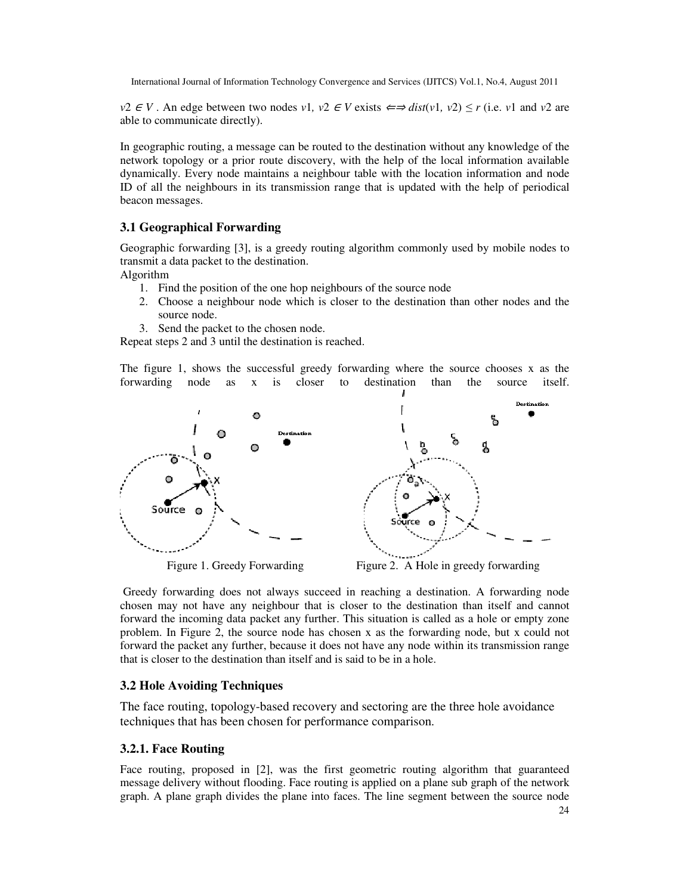$v2 \in V$ . An edge between two nodes $v1$, $v2 \in V$ exists $\Longleftrightarrow dist(v1, v2) \leq r$ (i.e. $v1$ and $v2$ are able to communicate directly).

In geographic routing, a message can be routed to the destination without any knowledge of the network topology or a prior route discovery, with the help of the local information available dynamically. Every node maintains a neighbour table with the location information and node ID of all the neighbours in its transmission range that is updated with the help of periodical beacon messages.

### 3.1 Geographical Forwarding

Geographic forwarding [3], is a greedy routing algorithm commonly used by mobile nodes to transmit a data packet to the destination.

Algorithm

1. Find the position of the one hop neighbours of the source node
2. Choose a neighbour node which is closer to the destination than other nodes and the source node.
3. Send the packet to the chosen node.

Repeat steps 2 and 3 until the destination is reached.

The figure 1, shows the successful greedy forwarding where the source chooses x as the forwarding node as x is closer to destination than the source itself.

Figure 1. Greedy Forwarding

Figure 2. A Hole in greedy forwarding

Greedy forwarding does not always succeed in reaching a destination. A forwarding node chosen may not have any neighbour that is closer to the destination than itself and cannot forward the incoming data packet any further. This situation is called as a hole or empty zone problem. In Figure 2, the source node has chosen x as the forwarding node, but x could not forward the packet any further, because it does not have any node within its transmission range that is closer to the destination than itself and is said to be in a hole.

### 3.2 Hole Avoiding Techniques

The face routing, topology-based recovery and sectoring are the three hole avoidance techniques that has been chosen for performance comparison.

#### 3.2.1. Face Routing

Face routing, proposed in [2], was the first geometric routing algorithm that guaranteed message delivery without flooding. Face routing is applied on a plane sub graph of the network graph. A plane graph divides the plane into faces. The line segment between the source node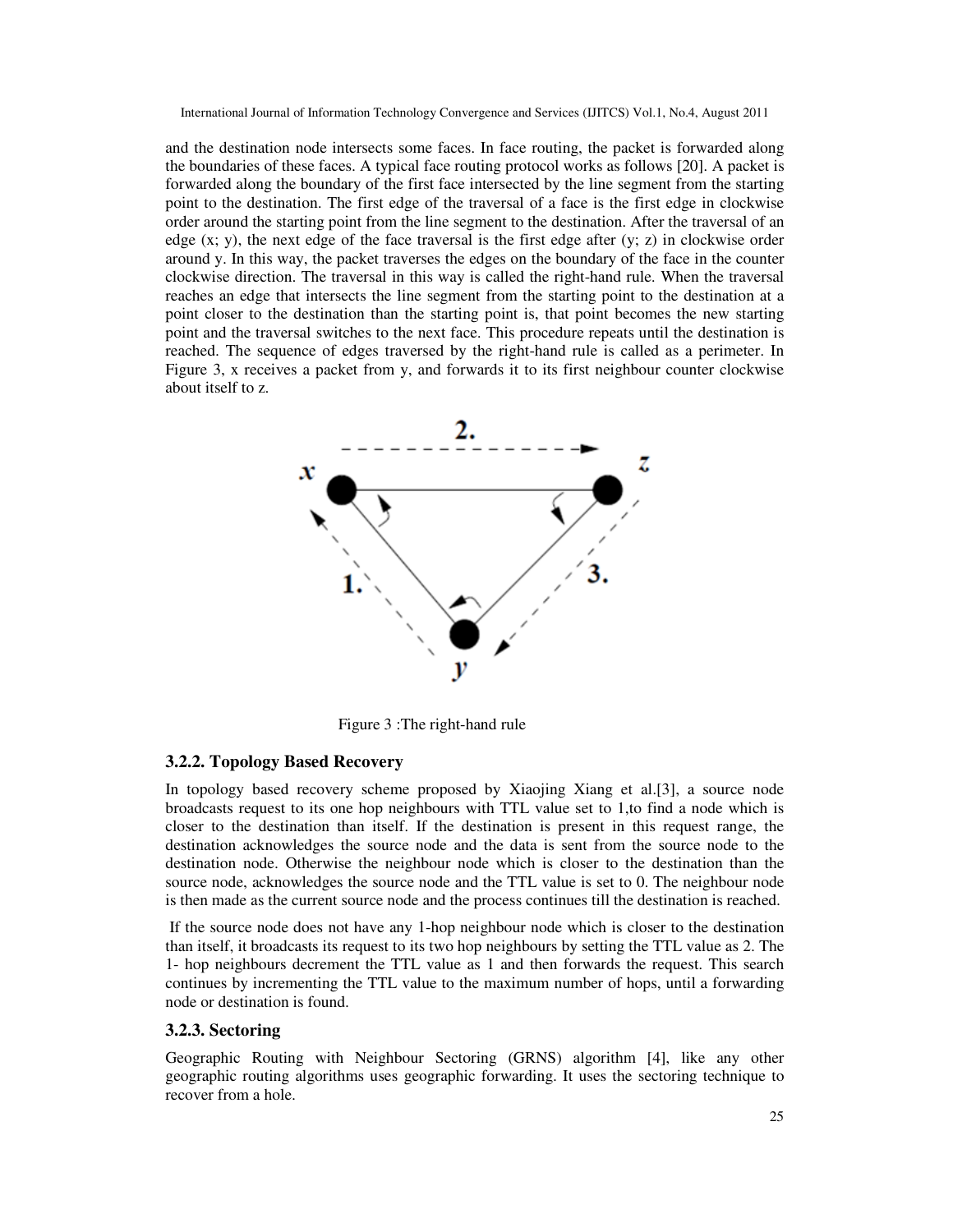and the destination node intersects some faces. In face routing, the packet is forwarded along the boundaries of these faces. A typical face routing protocol works as follows [20]. A packet is forwarded along the boundary of the first face intersected by the line segment from the starting point to the destination. The first edge of the traversal of a face is the first edge in clockwise order around the starting point from the line segment to the destination. After the traversal of an edge (x; y), the next edge of the face traversal is the first edge after (y; z) in clockwise order around y. In this way, the packet traverses the edges on the boundary of the face in the counter clockwise direction. The traversal in this way is called the right-hand rule. When the traversal reaches an edge that intersects the line segment from the starting point to the destination at a point closer to the destination than the starting point is, that point becomes the new starting point and the traversal switches to the next face. This procedure repeats until the destination is reached. The sequence of edges traversed by the right-hand rule is called as a perimeter. In Figure 3, x receives a packet from y, and forwards it to its first neighbour counter clockwise about itself to z.

Figure 3 :The right-hand rule

### 3.2.2. Topology Based Recovery

In topology based recovery scheme proposed by Xiaojing Xiang et al.[3], a source node broadcasts request to its one hop neighbours with TTL value set to 1,to find a node which is closer to the destination than itself. If the destination is present in this request range, the destination acknowledges the source node and the data is sent from the source node to the destination node. Otherwise the neighbour node which is closer to the destination than the source node, acknowledges the source node and the TTL value is set to 0. The neighbour node is then made as the current source node and the process continues till the destination is reached.

If the source node does not have any 1-hop neighbour node which is closer to the destination than itself, it broadcasts its request to its two hop neighbours by setting the TTL value as 2. The 1- hop neighbours decrement the TTL value as 1 and then forwards the request. This search continues by incrementing the TTL value to the maximum number of hops, until a forwarding node or destination is found.

### 3.2.3. Sectoring

Geographic Routing with Neighbour Sectoring (GRNS) algorithm [4], like any other geographic routing algorithms uses geographic forwarding. It uses the sectoring technique to recover from a hole.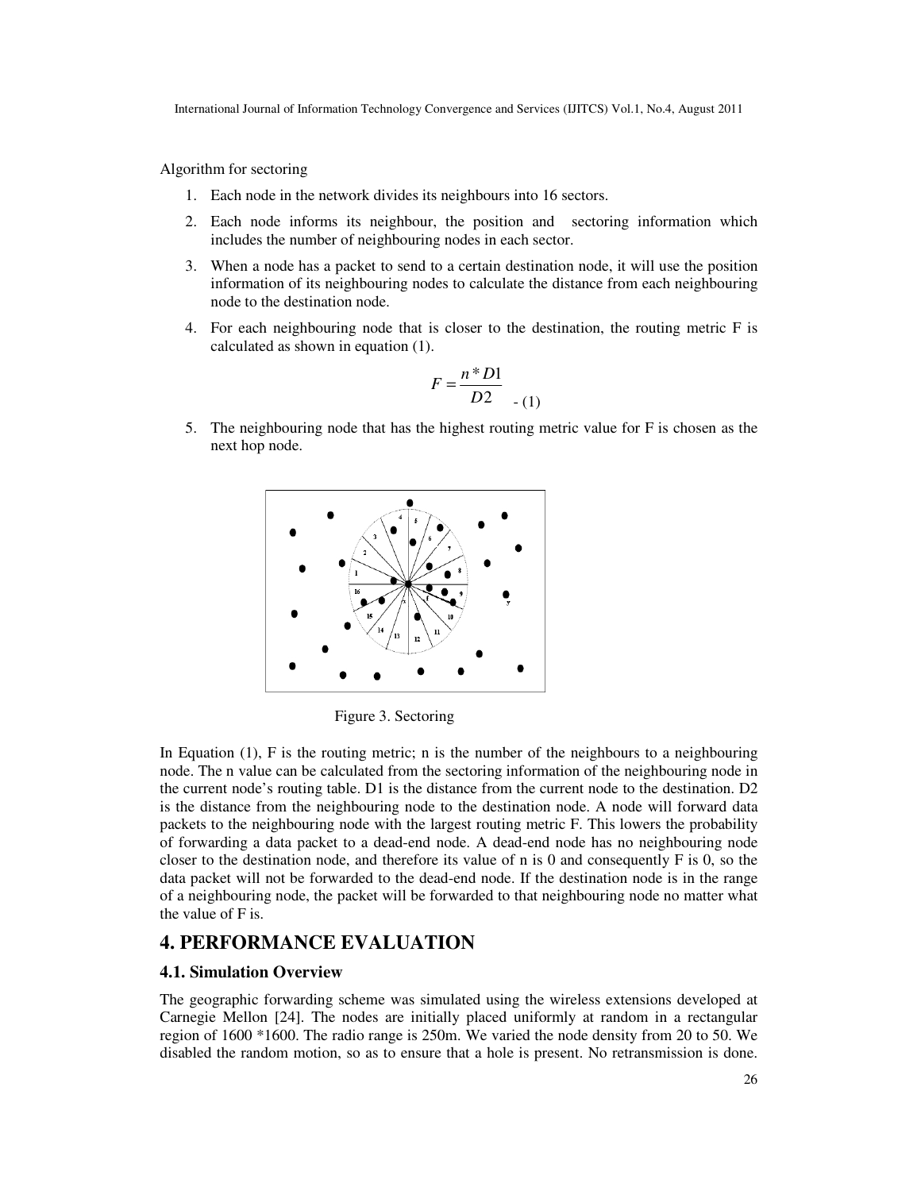Algorithm for sectoring

1. Each node in the network divides its neighbours into 16 sectors.
2. Each node informs its neighbour, the position and sectoring information which includes the number of neighbouring nodes in each sector.
3. When a node has a packet to send to a certain destination node, it will use the position information of its neighbouring nodes to calculate the distance from each neighbouring node to the destination node.
4. For each neighbouring node that is closer to the destination, the routing metric F is calculated as shown in equation (1).

$$F = \frac{n * D1}{D2} \quad \text{- (1)}$$

5. The neighbouring node that has the highest routing metric value for F is chosen as the next hop node.

Figure 3. Sectoring

In Equation (1), F is the routing metric; n is the number of the neighbours to a neighbouring node. The n value can be calculated from the sectoring information of the neighbouring node in the current node's routing table. D1 is the distance from the current node to the destination. D2 is the distance from the neighbouring node to the destination node. A node will forward data packets to the neighbouring node with the largest routing metric F. This lowers the probability of forwarding a data packet to a dead-end node. A dead-end node has no neighbouring node closer to the destination node, and therefore its value of n is 0 and consequently F is 0, so the data packet will not be forwarded to the dead-end node. If the destination node is in the range of a neighbouring node, the packet will be forwarded to that neighbouring node no matter what the value of F is.

# 4. PERFORMANCE EVALUATION

## 4.1. Simulation Overview

The geographic forwarding scheme was simulated using the wireless extensions developed at Carnegie Mellon [24]. The nodes are initially placed uniformly at random in a rectangular region of 1600 *1600. The radio range is 250m. We varied the node density from 20 to 50. We disabled the random motion, so as to ensure that a hole is present. No retransmission is done.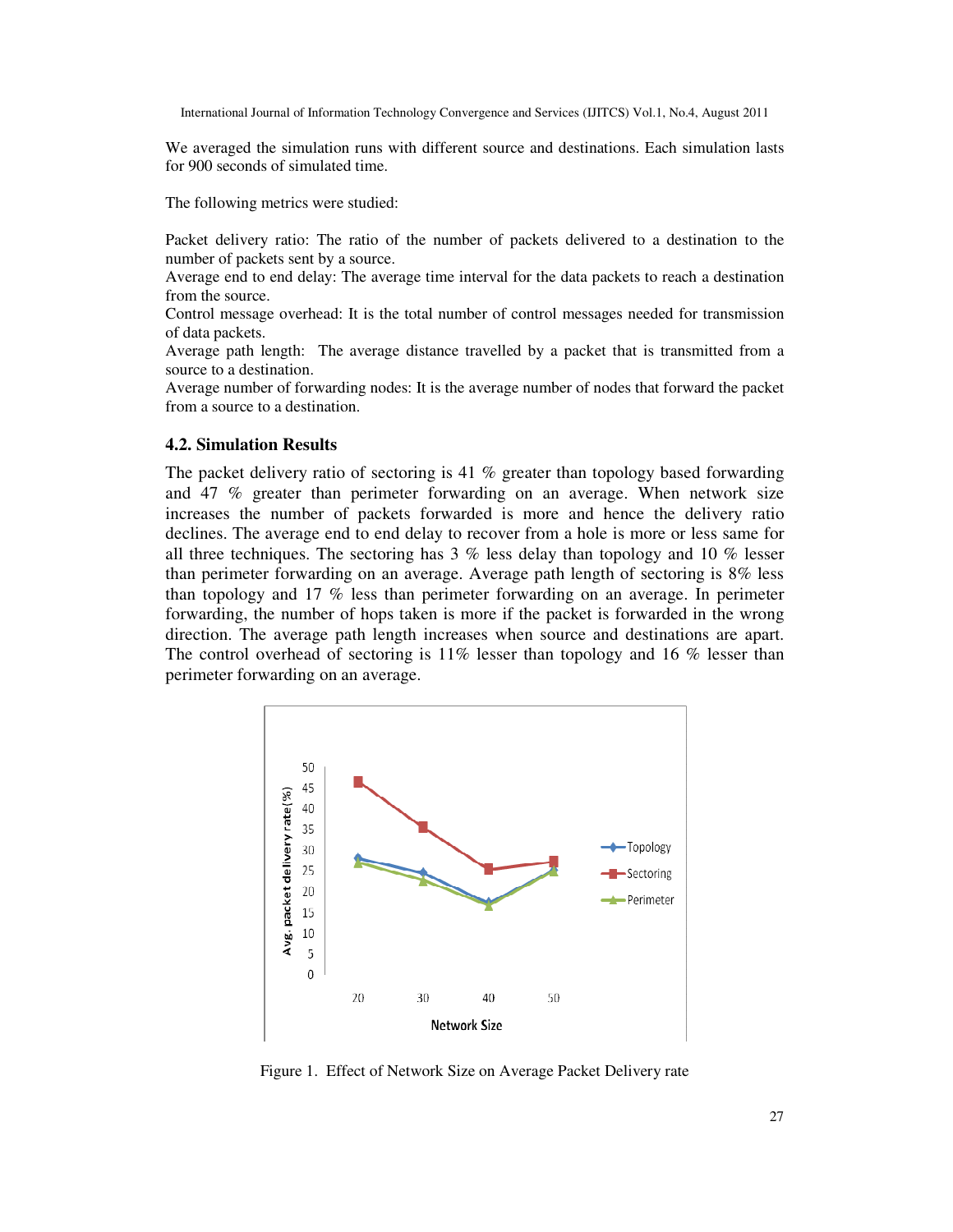We averaged the simulation runs with different source and destinations. Each simulation lasts for 900 seconds of simulated time.

The following metrics were studied:

Packet delivery ratio: The ratio of the number of packets delivered to a destination to the number of packets sent by a source.
Average end to end delay: The average time interval for the data packets to reach a destination from the source.
Control message overhead: It is the total number of control messages needed for transmission of data packets.
Average path length: The average distance travelled by a packet that is transmitted from a source to a destination.
Average number of forwarding nodes: It is the average number of nodes that forward the packet from a source to a destination.

### 4.2. Simulation Results

The packet delivery ratio of sectoring is 41 % greater than topology based forwarding and 47 % greater than perimeter forwarding on an average. When network size increases the number of packets forwarded is more and hence the delivery ratio declines. The average end to end delay to recover from a hole is more or less same for all three techniques. The sectoring has 3 % less delay than topology and 10 % lesser than perimeter forwarding on an average. Average path length of sectoring is 8% less than topology and 17 % less than perimeter forwarding on an average. In perimeter forwarding, the number of hops taken is more if the packet is forwarded in the wrong direction. The average path length increases when source and destinations are apart. The control overhead of sectoring is 11% lesser than topology and 16 % lesser than perimeter forwarding on an average.

Figure 1. Effect of Network Size on Average Packet Delivery rate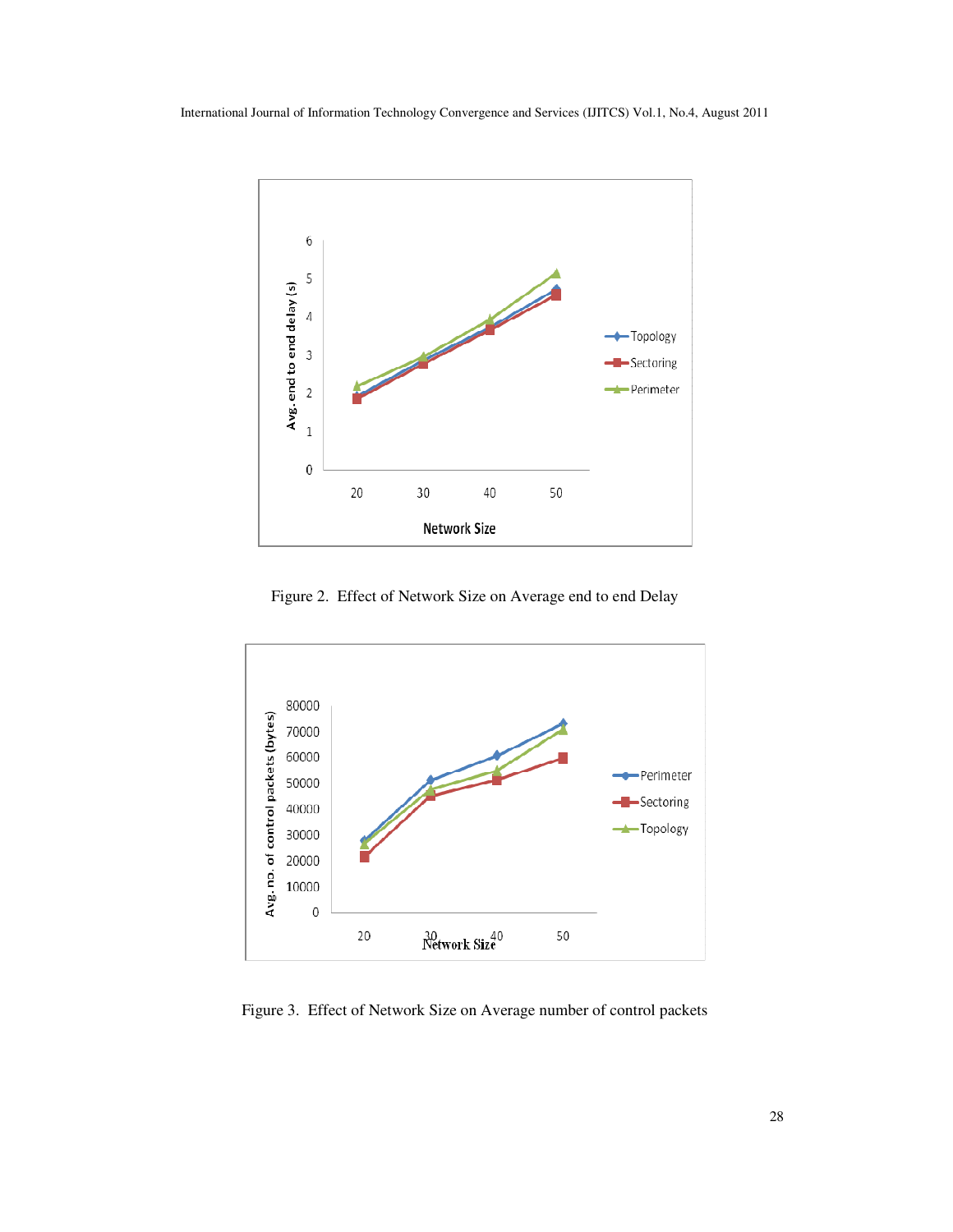Figure 2. Effect of Network Size on Average end to end Delay

Figure 3. Effect of Network Size on Average number of control packets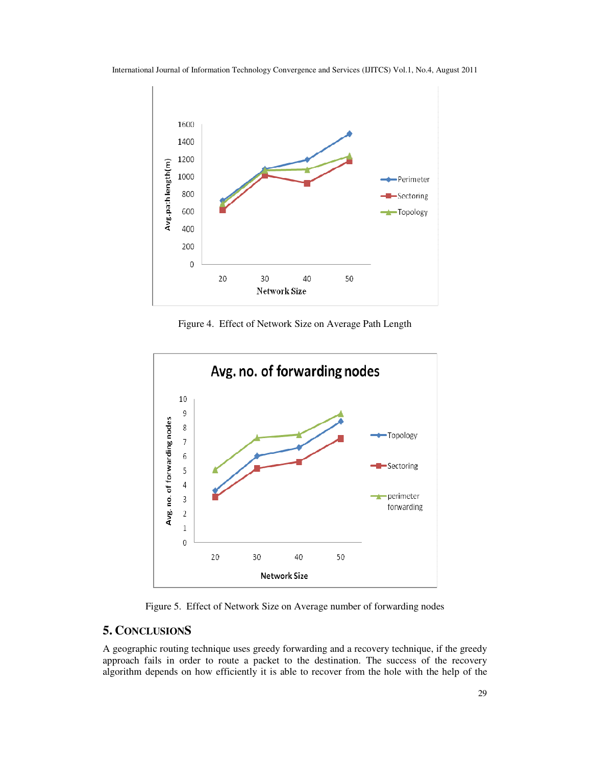Figure 4. Effect of Network Size on Average Path Length

Figure 5. Effect of Network Size on Average number of forwarding nodes

## 5. CONCLUSIONS

A geographic routing technique uses greedy forwarding and a recovery technique, if the greedy approach fails in order to route a packet to the destination. The success of the recovery algorithm depends on how efficiently it is able to recover from the hole with the help of the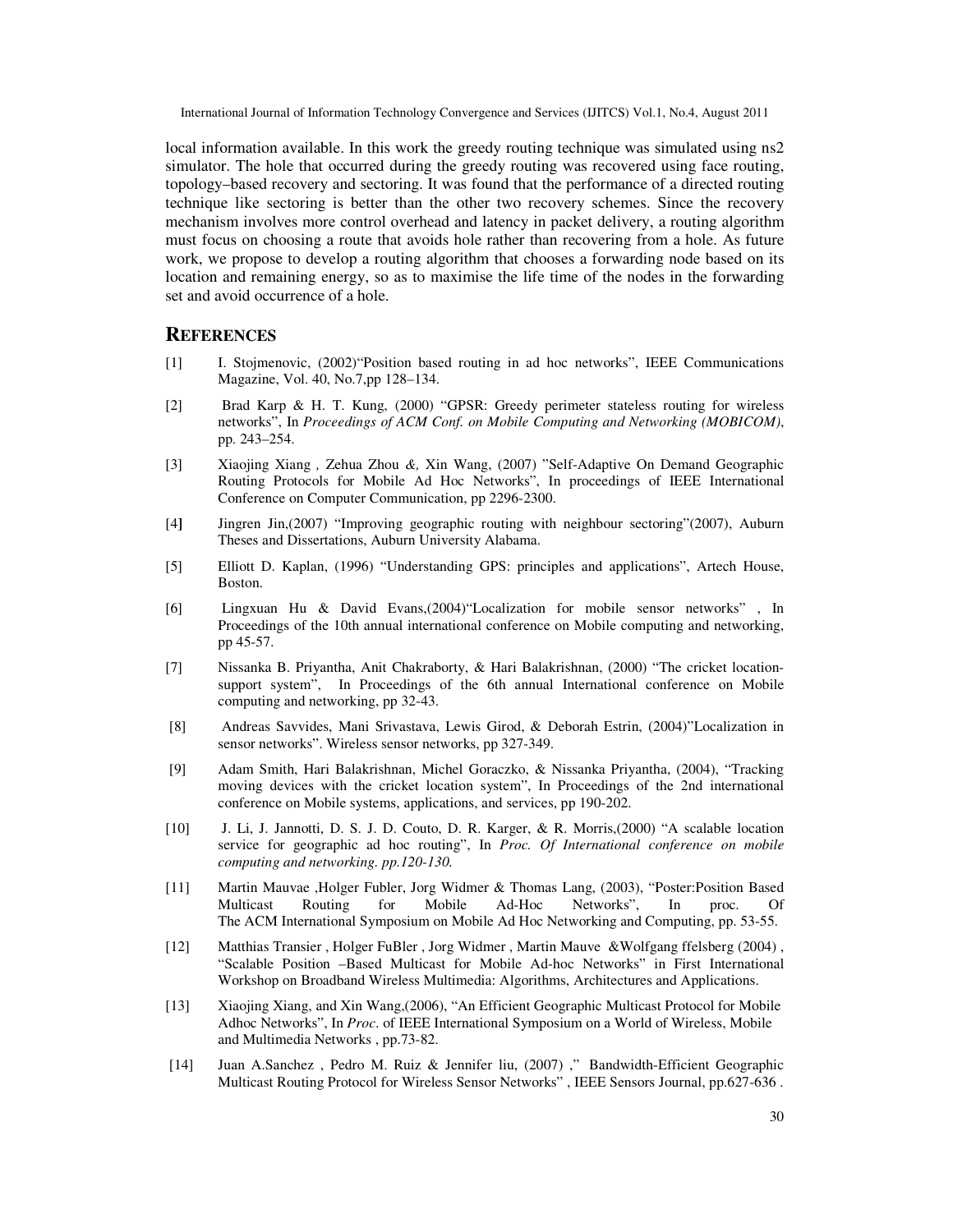local information available. In this work the greedy routing technique was simulated using ns2 simulator. The hole that occurred during the greedy routing was recovered using face routing, topology–based recovery and sectoring. It was found that the performance of a directed routing technique like sectoring is better than the other two recovery schemes. Since the recovery mechanism involves more control overhead and latency in packet delivery, a routing algorithm must focus on choosing a route that avoids hole rather than recovering from a hole. As future work, we propose to develop a routing algorithm that chooses a forwarding node based on its location and remaining energy, so as to maximise the life time of the nodes in the forwarding set and avoid occurrence of a hole.

## REFERENCES

[1] I. Stojmenovic, (2002)"Position based routing in ad hoc networks", IEEE Communications Magazine, Vol. 40, No.7,pp 128–134.

[2] Brad Karp & H. T. Kung, (2000) "GPSR: Greedy perimeter stateless routing for wireless networks", In *Proceedings of ACM Conf. on Mobile Computing and Networking (MOBICOM)*, pp. 243–254.

[3] Xiaojing Xiang , Zehua Zhou &, Xin Wang, (2007) "Self-Adaptive On Demand Geographic Routing Protocols for Mobile Ad Hoc Networks", In proceedings of IEEE International Conference on Computer Communication, pp 2296-2300.

[4] Jingren Jin,(2007) "Improving geographic routing with neighbour sectoring"(2007), Auburn Theses and Dissertations, Auburn University Alabama.

[5] Elliott D. Kaplan, (1996) "Understanding GPS: principles and applications", Artech House, Boston.

[6] Lingxuan Hu & David Evans,(2004)"Localization for mobile sensor networks" , In Proceedings of the 10th annual international conference on Mobile computing and networking, pp 45-57.

[7] Nissanka B. Priyantha, Anit Chakraborty, & Hari Balakrishnan, (2000) "The cricket location-support system", In Proceedings of the 6th annual International conference on Mobile computing and networking, pp 32-43.

[8] Andreas Savvides, Mani Srivastava, Lewis Girod, & Deborah Estrin, (2004)"Localization in sensor networks". Wireless sensor networks, pp 327-349.

[9] Adam Smith, Hari Balakrishnan, Michel Goraczko, & Nissanka Priyantha, (2004), "Tracking moving devices with the cricket location system", In Proceedings of the 2nd international conference on Mobile systems, applications, and services, pp 190-202.

[10] J. Li, J. Jannotti, D. S. J. D. Couto, D. R. Karger, & R. Morris,(2000) "A scalable location service for geographic ad hoc routing", In *Proc. Of International conference on mobile computing and networking. pp.120-130.*

[11] Martin Mauvae ,Holger Fubler, Jorg Widmer & Thomas Lang, (2003), "Poster:Position Based Multicast Routing for Mobile Ad-Hoc Networks", In proc. Of The ACM International Symposium on Mobile Ad Hoc Networking and Computing, pp. 53-55.

[12] Matthias Transier , Holger FuBler , Jorg Widmer , Martin Mauve &Wolfgang ffelsberg (2004) , "Scalable Position –Based Multicast for Mobile Ad-hoc Networks" in First International Workshop on Broadband Wireless Multimedia: Algorithms, Architectures and Applications.

[13] Xiaojing Xiang, and Xin Wang,(2006), "An Efficient Geographic Multicast Protocol for Mobile Adhoc Networks", In *Proc*. of IEEE International Symposium on a World of Wireless, Mobile and Multimedia Networks , pp.73-82.

[14] Juan A.Sanchez , Pedro M. Ruiz & Jennifer liu, (2007) ," Bandwidth-Efficient Geographic Multicast Routing Protocol for Wireless Sensor Networks" , IEEE Sensors Journal, pp.627-636 .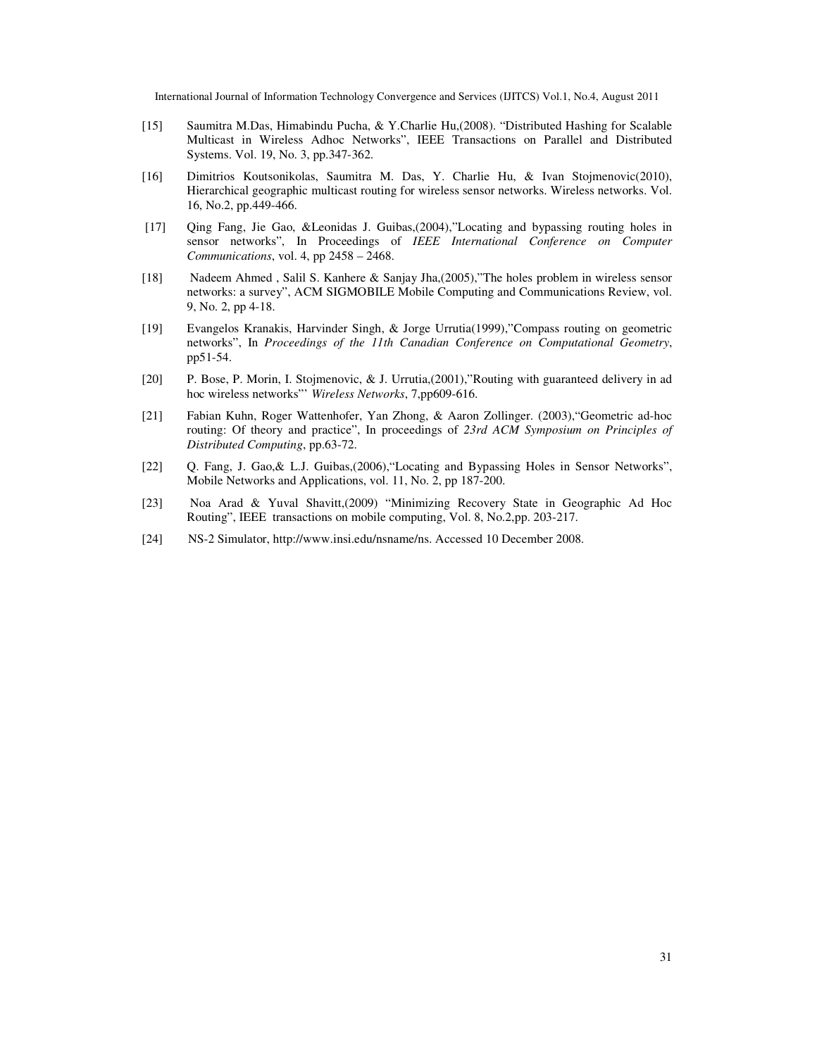[15] Saumitra M.Das, Himabindu Pucha, & Y.Charlie Hu,(2008). "Distributed Hashing for Scalable Multicast in Wireless Adhoc Networks", IEEE Transactions on Parallel and Distributed Systems. Vol. 19, No. 3, pp.347-362.

[16] Dimitrios Koutsonikolas, Saumitra M. Das, Y. Charlie Hu, & Ivan Stojmenovic(2010), Hierarchical geographic multicast routing for wireless sensor networks. Wireless networks. Vol. 16, No.2, pp.449-466.

[17] Qing Fang, Jie Gao, &Leonidas J. Guibas,(2004),"Locating and bypassing routing holes in sensor networks", In Proceedings of *IEEE International Conference on Computer Communications*, vol. 4, pp 2458 – 2468.

[18] Nadeem Ahmed , Salil S. Kanhere & Sanjay Jha,(2005),"The holes problem in wireless sensor networks: a survey", ACM SIGMOBILE Mobile Computing and Communications Review, vol. 9, No. 2, pp 4-18.

[19] Evangelos Kranakis, Harvinder Singh, & Jorge Urrutia(1999),"Compass routing on geometric networks", In *Proceedings of the 11th Canadian Conference on Computational Geometry*, pp51-54.

[20] P. Bose, P. Morin, I. Stojmenovic, & J. Urrutia,(2001),"Routing with guaranteed delivery in ad hoc wireless networks"' *Wireless Networks*, 7,pp609-616.

[21] Fabian Kuhn, Roger Wattenhofer, Yan Zhong, & Aaron Zollinger. (2003),"Geometric ad-hoc routing: Of theory and practice", In proceedings of *23rd ACM Symposium on Principles of Distributed Computing*, pp.63-72.

[22] Q. Fang, J. Gao,& L.J. Guibas,(2006),"Locating and Bypassing Holes in Sensor Networks", Mobile Networks and Applications, vol. 11, No. 2, pp 187-200.

[23] Noa Arad & Yuval Shavitt,(2009) "Minimizing Recovery State in Geographic Ad Hoc Routing", IEEE transactions on mobile computing, Vol. 8, No.2,pp. 203-217.

[24] NS-2 Simulator, http://www.insi.edu/nsname/ns. Accessed 10 December 2008.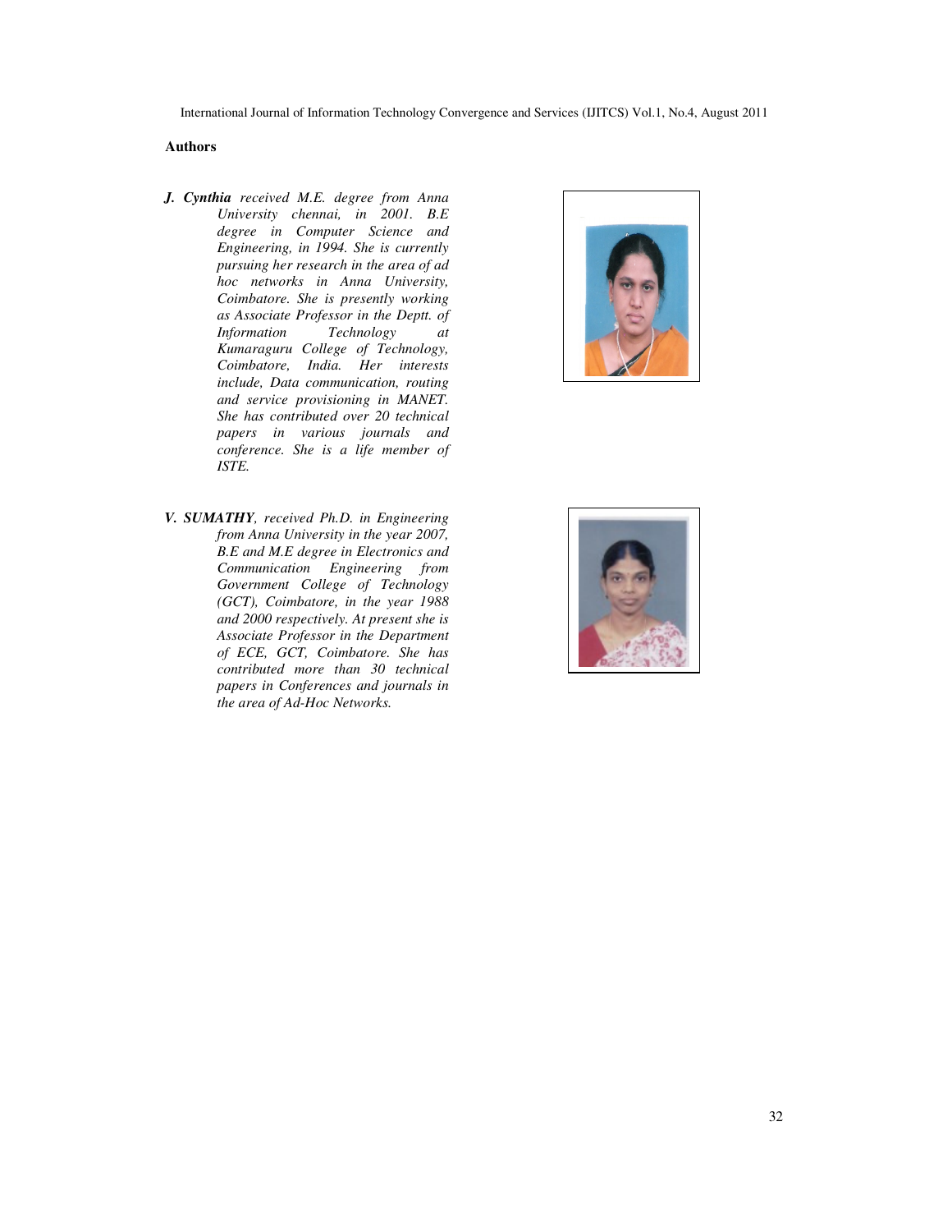**Authors**

***J. Cynthia*** *received M.E. degree from Anna University chennai, in 2001. B.E degree in Computer Science and Engineering, in 1994. She is currently pursuing her research in the area of ad hoc networks in Anna University, Coimbatore. She is presently working as Associate Professor in the Deptt. of Information Technology at Kumaraguru College of Technology, Coimbatore, India. Her interests include, Data communication, routing and service provisioning in MANET. She has contributed over 20 technical papers in various journals and conference. She is a life member of ISTE.*

***V. SUMATHY****, received Ph.D. in Engineering from Anna University in the year 2007, B.E and M.E degree in Electronics and Communication Engineering from Government College of Technology (GCT), Coimbatore, in the year 1988 and 2000 respectively. At present she is Associate Professor in the Department of ECE, GCT, Coimbatore. She has contributed more than 30 technical papers in Conferences and journals in the area of Ad-Hoc Networks.*